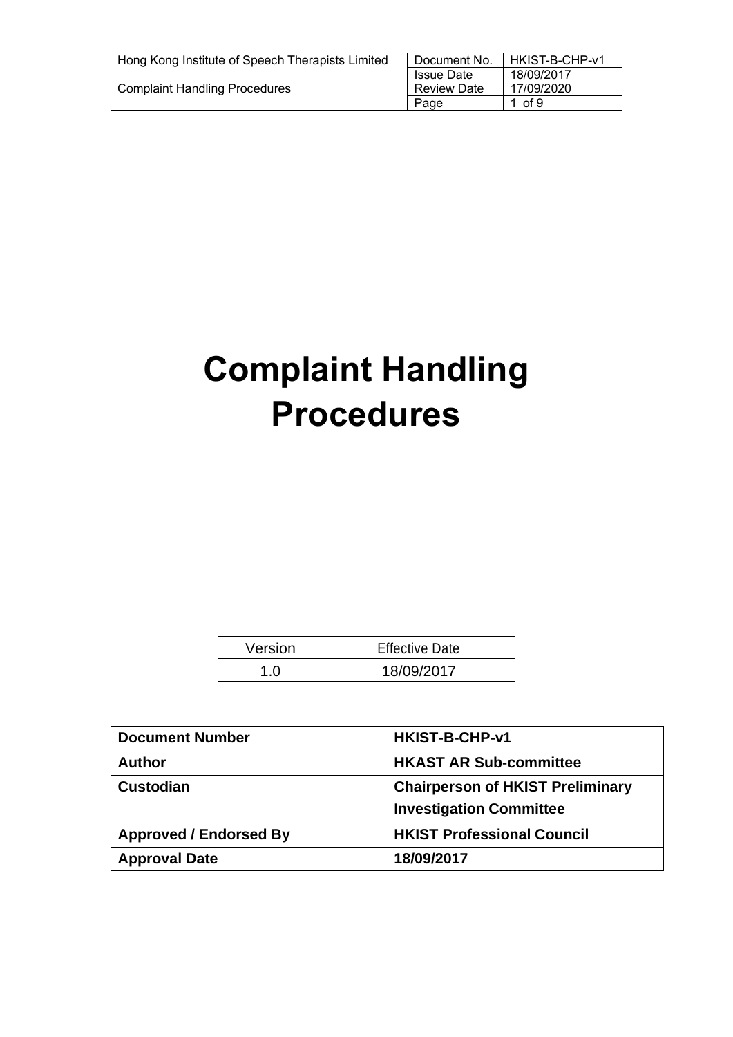# Complaint Handling Procedures

| Version | Effective Date |
|---|---|
| 1.0 | 18/09/2017 |

| **Document Number** | **HKIST-B-CHP-v1** |
|---|---|
| **Author** | **HKAST AR Sub-committee** |
| **Custodian** | **Chairperson of HKIST Preliminary Investigation Committee** |
| **Approved / Endorsed By** | **HKIST Professional Council** |
| **Approval Date** | **18/09/2017** |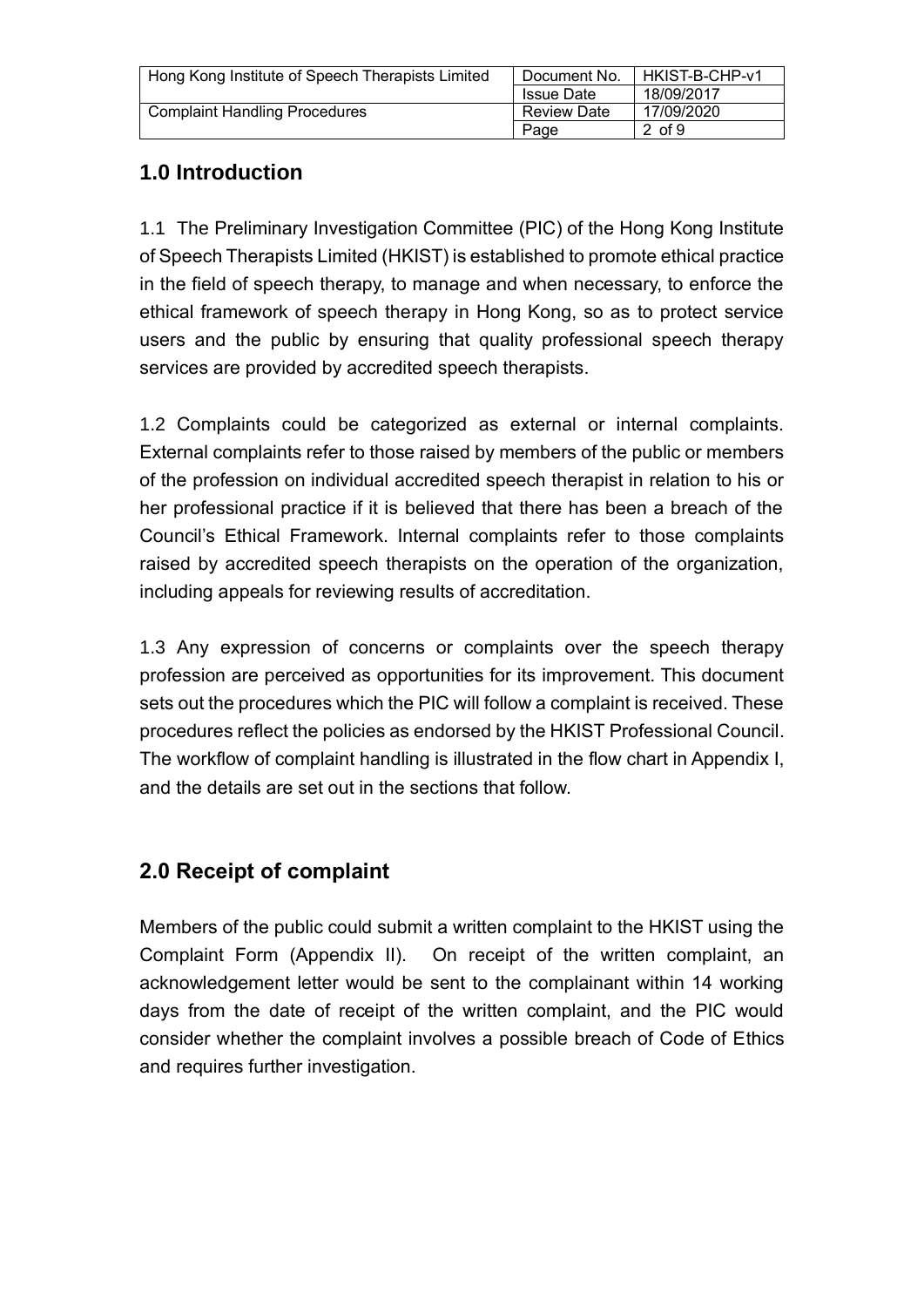## 1.0 Introduction

1.1 The Preliminary Investigation Committee (PIC) of the Hong Kong Institute of Speech Therapists Limited (HKIST) is established to promote ethical practice in the field of speech therapy, to manage and when necessary, to enforce the ethical framework of speech therapy in Hong Kong, so as to protect service users and the public by ensuring that quality professional speech therapy services are provided by accredited speech therapists.

1.2 Complaints could be categorized as external or internal complaints. External complaints refer to those raised by members of the public or members of the profession on individual accredited speech therapist in relation to his or her professional practice if it is believed that there has been a breach of the Council's Ethical Framework. Internal complaints refer to those complaints raised by accredited speech therapists on the operation of the organization, including appeals for reviewing results of accreditation.

1.3 Any expression of concerns or complaints over the speech therapy profession are perceived as opportunities for its improvement. This document sets out the procedures which the PIC will follow a complaint is received. These procedures reflect the policies as endorsed by the HKIST Professional Council. The workflow of complaint handling is illustrated in the flow chart in Appendix I, and the details are set out in the sections that follow.

## 2.0 Receipt of complaint

Members of the public could submit a written complaint to the HKIST using the Complaint Form (Appendix II). On receipt of the written complaint, an acknowledgement letter would be sent to the complainant within 14 working days from the date of receipt of the written complaint, and the PIC would consider whether the complaint involves a possible breach of Code of Ethics and requires further investigation.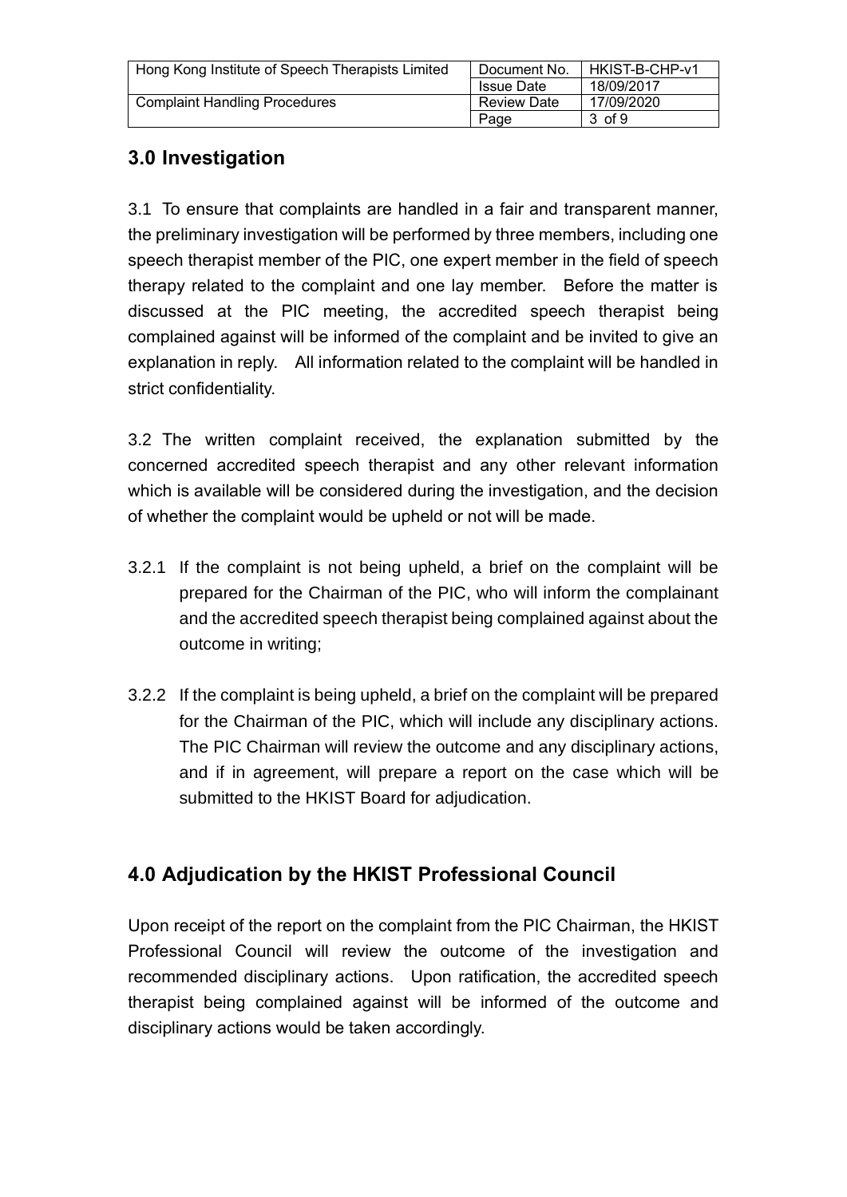## 3.0 Investigation

3.1 To ensure that complaints are handled in a fair and transparent manner, the preliminary investigation will be performed by three members, including one speech therapist member of the PIC, one expert member in the field of speech therapy related to the complaint and one lay member. Before the matter is discussed at the PIC meeting, the accredited speech therapist being complained against will be informed of the complaint and be invited to give an explanation in reply. All information related to the complaint will be handled in strict confidentiality.

3.2 The written complaint received, the explanation submitted by the concerned accredited speech therapist and any other relevant information which is available will be considered during the investigation, and the decision of whether the complaint would be upheld or not will be made.

3.2.1 If the complaint is not being upheld, a brief on the complaint will be prepared for the Chairman of the PIC, who will inform the complainant and the accredited speech therapist being complained against about the outcome in writing;

3.2.2 If the complaint is being upheld, a brief on the complaint will be prepared for the Chairman of the PIC, which will include any disciplinary actions. The PIC Chairman will review the outcome and any disciplinary actions, and if in agreement, will prepare a report on the case which will be submitted to the HKIST Board for adjudication.

## 4.0 Adjudication by the HKIST Professional Council

Upon receipt of the report on the complaint from the PIC Chairman, the HKIST Professional Council will review the outcome of the investigation and recommended disciplinary actions. Upon ratification, the accredited speech therapist being complained against will be informed of the outcome and disciplinary actions would be taken accordingly.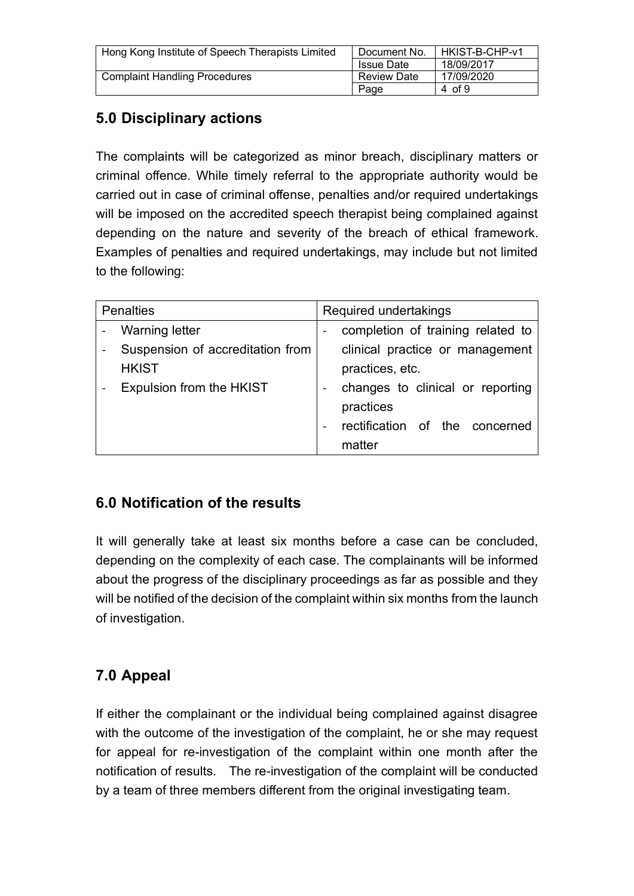## 5.0 Disciplinary actions

The complaints will be categorized as minor breach, disciplinary matters or criminal offence. While timely referral to the appropriate authority would be carried out in case of criminal offense, penalties and/or required undertakings will be imposed on the accredited speech therapist being complained against depending on the nature and severity of the breach of ethical framework. Examples of penalties and required undertakings, may include but not limited to the following:

| Penalties | Required undertakings |
|---|---|
| - Warning letter<br>- Suspension of accreditation from HKIST<br>- Expulsion from the HKIST | - completion of training related to clinical practice or management practices, etc.<br>- changes to clinical or reporting practices<br>- rectification of the concerned matter |

## 6.0 Notification of the results

It will generally take at least six months before a case can be concluded, depending on the complexity of each case. The complainants will be informed about the progress of the disciplinary proceedings as far as possible and they will be notified of the decision of the complaint within six months from the launch of investigation.

## 7.0 Appeal

If either the complainant or the individual being complained against disagree with the outcome of the investigation of the complaint, he or she may request for appeal for re-investigation of the complaint within one month after the notification of results. The re-investigation of the complaint will be conducted by a team of three members different from the original investigating team.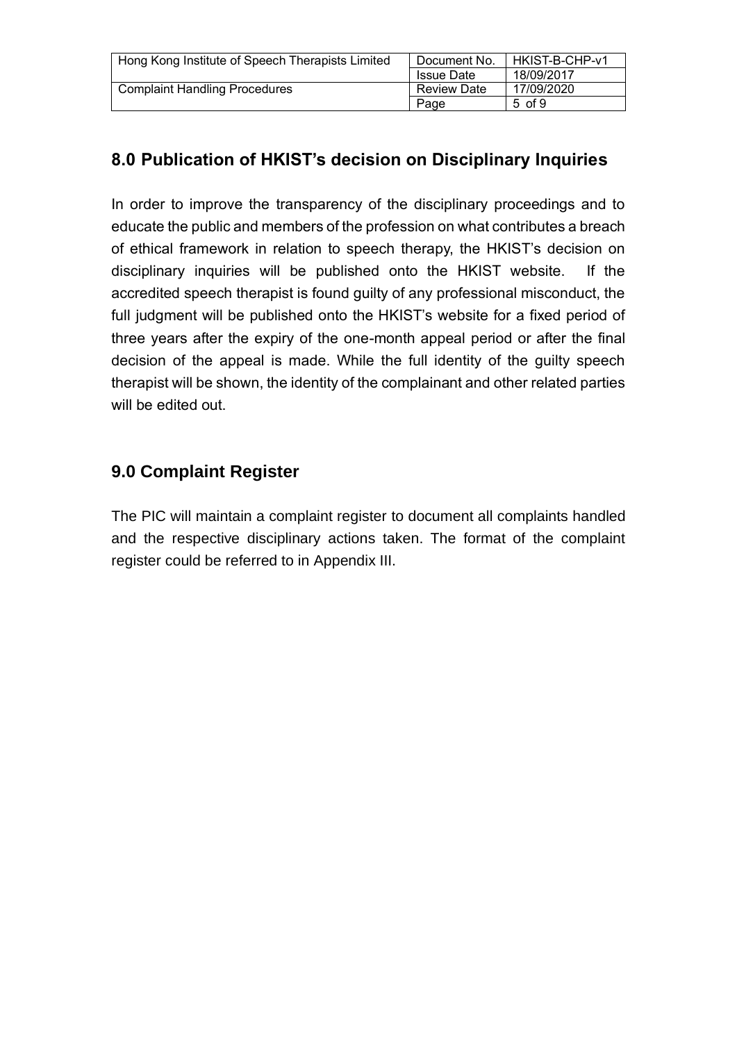## 8.0 Publication of HKIST's decision on Disciplinary Inquiries

In order to improve the transparency of the disciplinary proceedings and to educate the public and members of the profession on what contributes a breach of ethical framework in relation to speech therapy, the HKIST's decision on disciplinary inquiries will be published onto the HKIST website. If the accredited speech therapist is found guilty of any professional misconduct, the full judgment will be published onto the HKIST's website for a fixed period of three years after the expiry of the one-month appeal period or after the final decision of the appeal is made. While the full identity of the guilty speech therapist will be shown, the identity of the complainant and other related parties will be edited out.

## 9.0 Complaint Register

The PIC will maintain a complaint register to document all complaints handled and the respective disciplinary actions taken. The format of the complaint register could be referred to in Appendix III.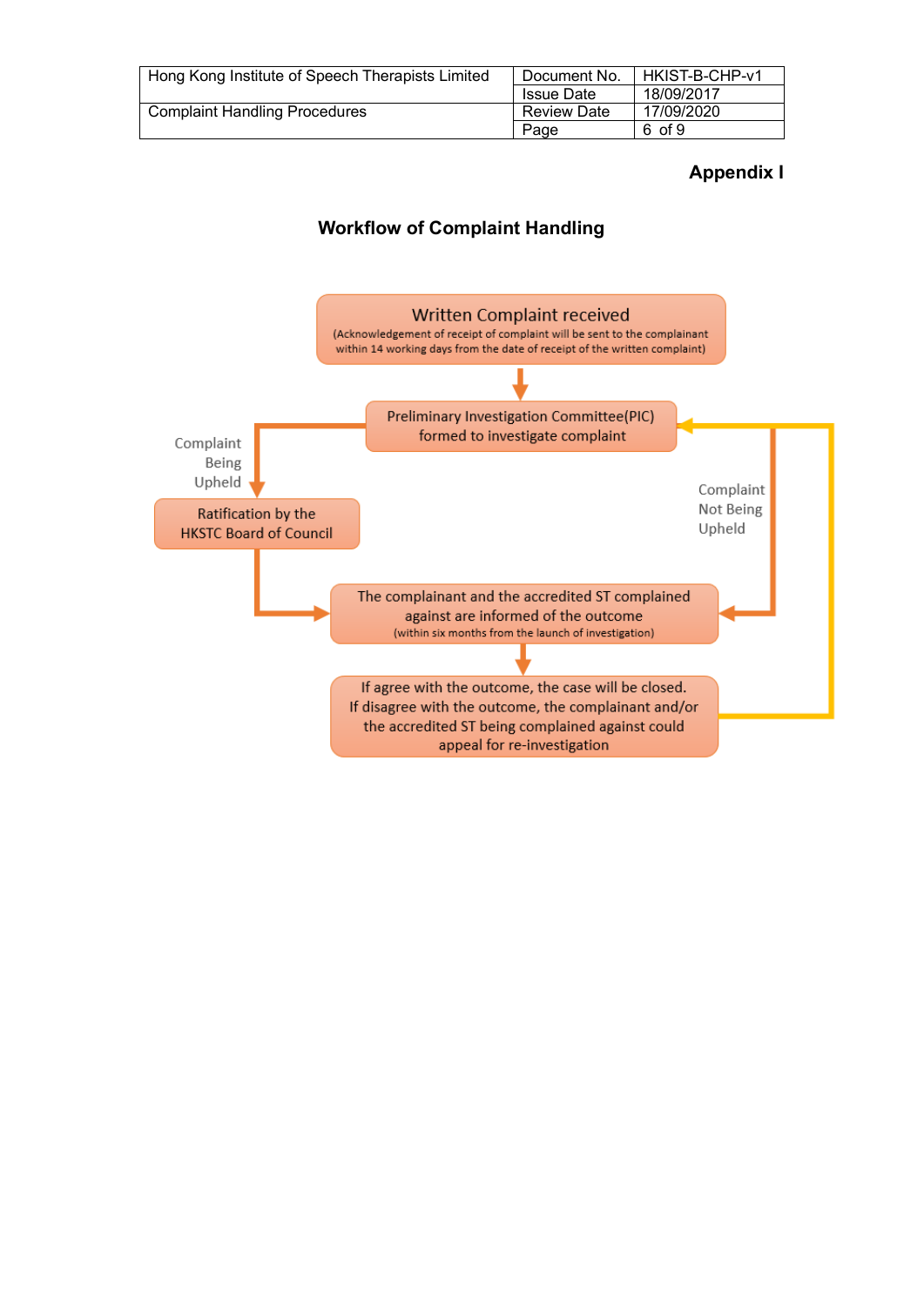**Appendix I**

## Workflow of Complaint Handling

**Written Complaint received**
(Acknowledgement of receipt of complaint will be sent to the complainant within 14 working days from the date of receipt of the written complaint)

↓

**Preliminary Investigation Committee(PIC) formed to investigate complaint**

- Complaint Being Upheld → **Ratification by the HKSTC Board of Council** → The complainant and the accredited ST complained against are informed of the outcome
- Complaint Not Being Upheld → The complainant and the accredited ST complained against are informed of the outcome

**The complainant and the accredited ST complained against are informed of the outcome**
(within six months from the launch of investigation)

↓

**If agree with the outcome, the case will be closed. If disagree with the outcome, the complainant and/or the accredited ST being complained against could appeal for re-investigation** → (appeal returns to Preliminary Investigation Committee(PIC) formed to investigate complaint)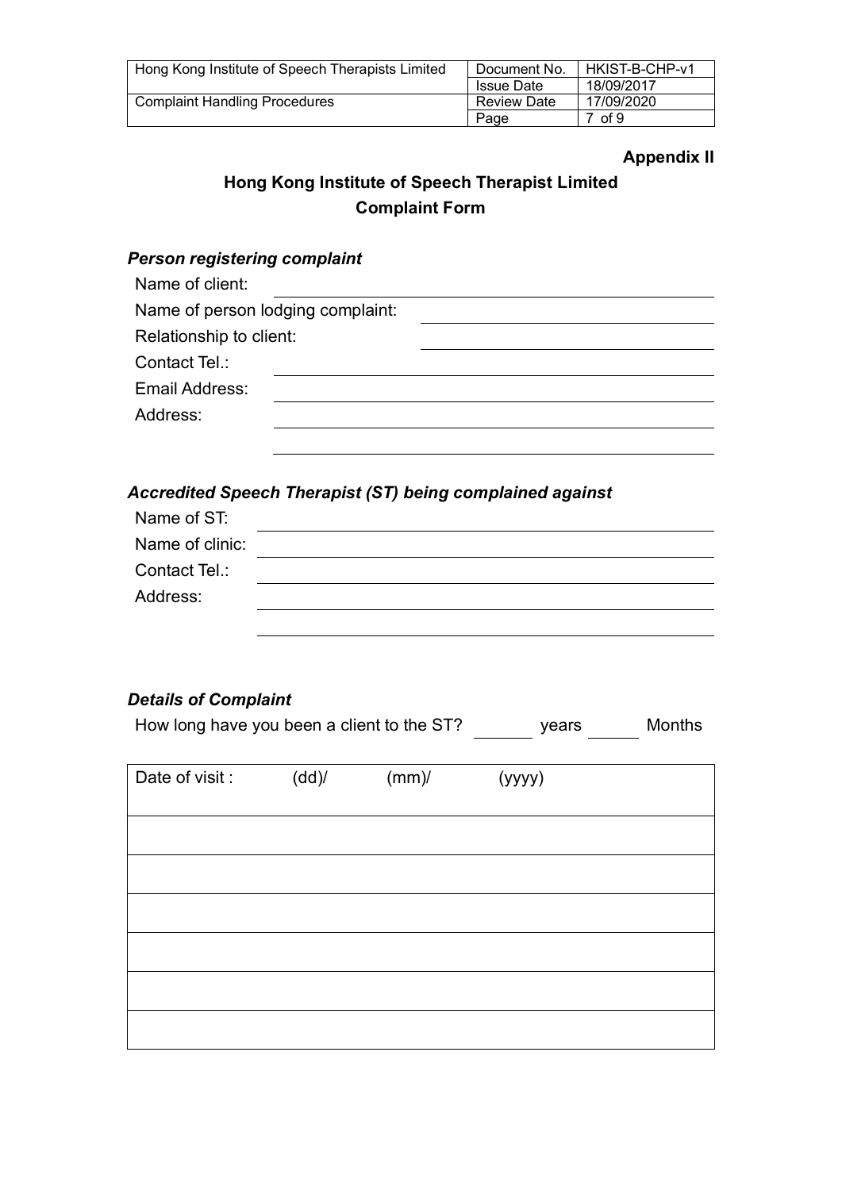**Appendix II**

## Hong Kong Institute of Speech Therapist Limited
## Complaint Form

### *Person registering complaint*

Name of client: ______________________________

Name of person lodging complaint: ______________________________

Relationship to client: ______________________________

Contact Tel.: ______________________________

Email Address: ______________________________

Address: ______________________________

______________________________

### *Accredited Speech Therapist (ST) being complained against*

Name of ST: ______________________________

Name of clinic: ______________________________

Contact Tel.: ______________________________

Address: ______________________________

______________________________

### *Details of Complaint*

How long have you been a client to the ST? ______ years ______ Months

| Date of visit : (dd)/ (mm)/ (yyyy) |
|---|
| |
| |
| |
| |
| |
| |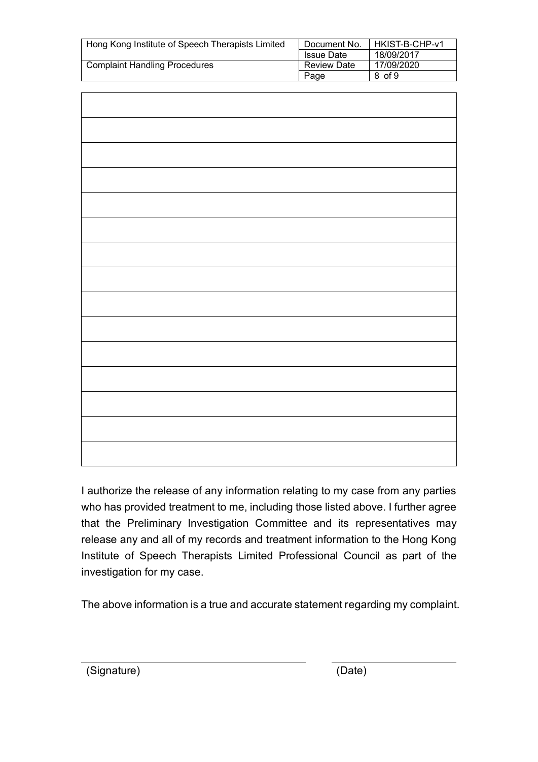|  |
|---|
|  |
|  |
|  |
|  |
|  |
|  |
|  |
|  |
|  |
|  |
|  |
|  |
|  |
|  |

I authorize the release of any information relating to my case from any parties who has provided treatment to me, including those listed above. I further agree that the Preliminary Investigation Committee and its representatives may release any and all of my records and treatment information to the Hong Kong Institute of Speech Therapists Limited Professional Council as part of the investigation for my case.

The above information is a true and accurate statement regarding my complaint.

\_\_\_\_\_\_\_\_\_\_\_\_\_\_\_\_\_\_\_\_\_\_\_\_\_\_\_\_\_\_ \_\_\_\_\_\_\_\_\_\_\_\_\_\_\_\_\_\_\_\_

(Signature) (Date)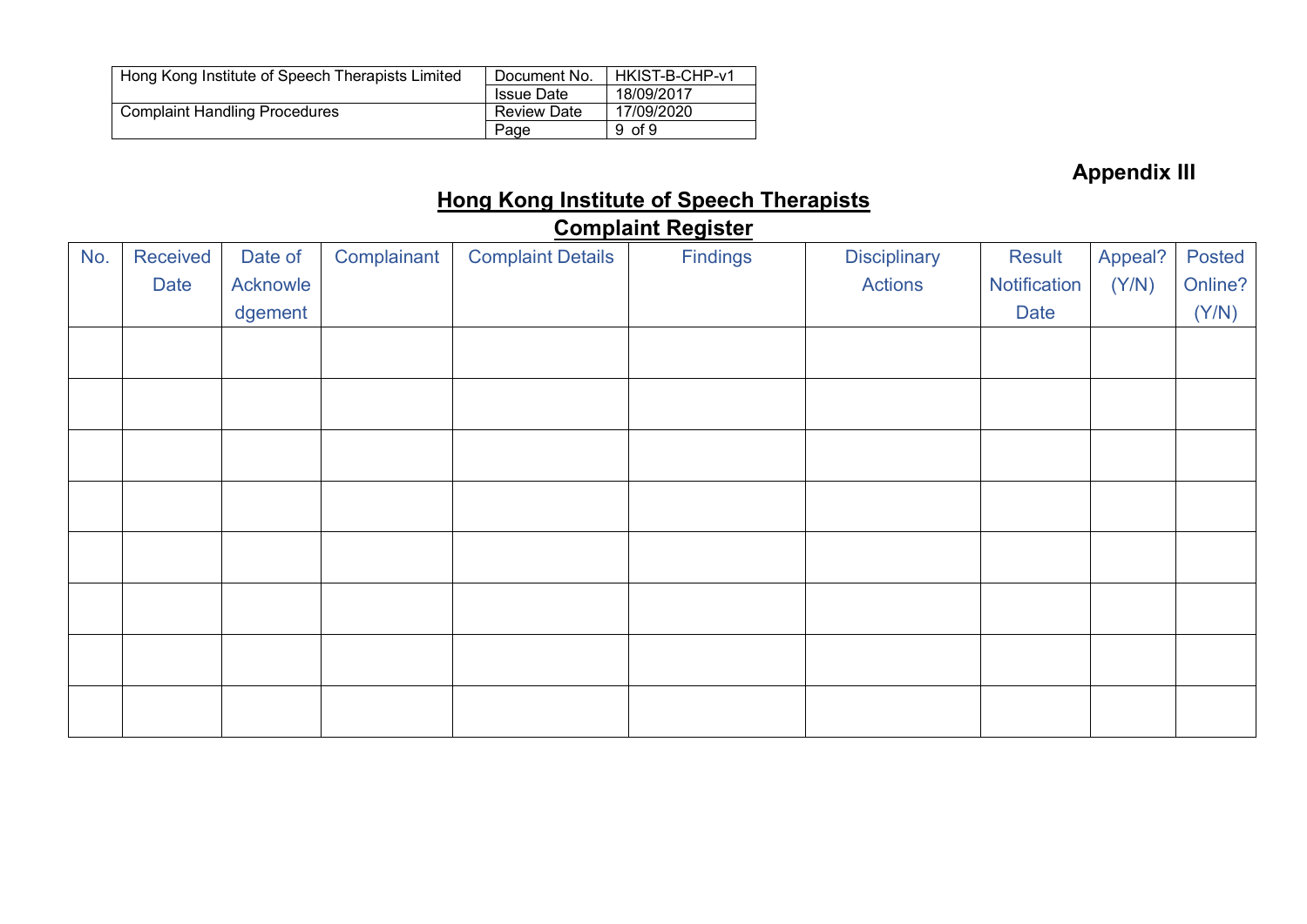**Appendix III**

## Hong Kong Institute of Speech Therapists

## Complaint Register

| No. | Received Date | Date of Acknowledgement | Complainant | Complaint Details | Findings | Disciplinary Actions | Result Notification Date | Appeal? (Y/N) | Posted Online? (Y/N) |
|---|---|---|---|---|---|---|---|---|---|
| | | | | | | | | | |
| | | | | | | | | | |
| | | | | | | | | | |
| | | | | | | | | | |
| | | | | | | | | | |
| | | | | | | | | | |
| | | | | | | | | | |
| | | | | | | | | | |